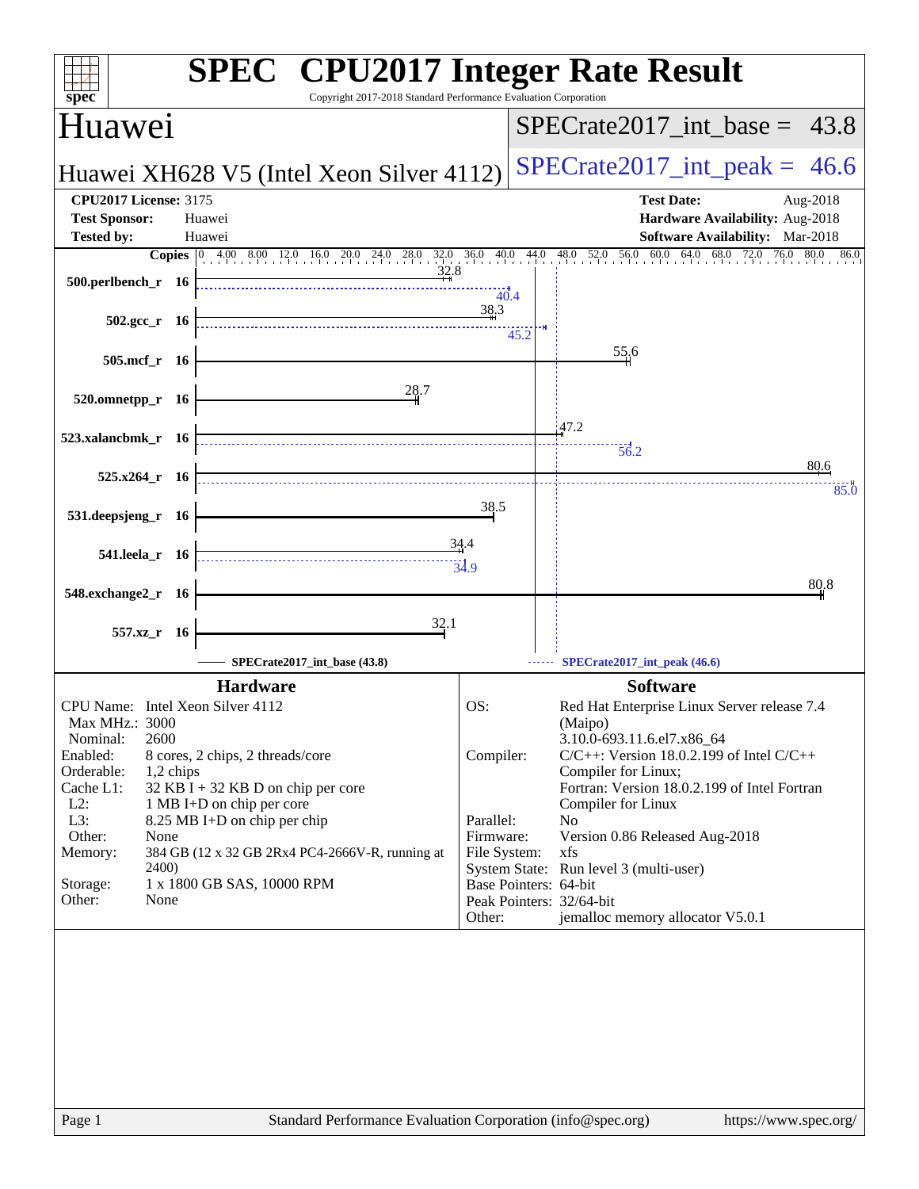# SPEC CPU2017 Integer Rate Result

Copyright 2017-2018 Standard Performance Evaluation Corporation

## Huawei

**Huawei XH628 V5 (Intel Xeon Silver 4112)**

SPECrate2017_int_base = 43.8

SPECrate2017_int_peak = 46.6

| | | | |
|---|---|---|---|
| **CPU2017 License:** | 3175 | **Test Date:** | Aug-2018 |
| **Test Sponsor:** | Huawei | **Hardware Availability:** | Aug-2018 |
| **Tested by:** | Huawei | **Software Availability:** | Mar-2018 |

| Benchmark | Copies | Base | Peak |
|---|---|---|---|
| 500.perlbench_r | 16 | 32.8 | 40.4 |
| 502.gcc_r | 16 | 38.3 | 45.2 |
| 505.mcf_r | 16 | 55.6 | |
| 520.omnetpp_r | 16 | 28.7 | |
| 523.xalancbmk_r | 16 | 47.2 | 56.2 |
| 525.x264_r | 16 | 80.6 | 85.0 |
| 531.deepsjeng_r | 16 | 38.5 | |
| 541.leela_r | 16 | 34.4 | 34.9 |
| 548.exchange2_r | 16 | 80.8 | |
| 557.xz_r | 16 | 32.1 | |

SPECrate2017_int_base (43.8) ------ SPECrate2017_int_peak (46.6)

### Hardware

| | |
|---|---|
| CPU Name: | Intel Xeon Silver 4112 |
| Max MHz.: | 3000 |
| Nominal: | 2600 |
| Enabled: | 8 cores, 2 chips, 2 threads/core |
| Orderable: | 1,2 chips |
| Cache L1: | 32 KB I + 32 KB D on chip per core |
| L2: | 1 MB I+D on chip per core |
| L3: | 8.25 MB I+D on chip per chip |
| Other: | None |
| Memory: | 384 GB (12 x 32 GB 2Rx4 PC4-2666V-R, running at 2400) |
| Storage: | 1 x 1800 GB SAS, 10000 RPM |
| Other: | None |

### Software

| | |
|---|---|
| OS: | Red Hat Enterprise Linux Server release 7.4 (Maipo) 3.10.0-693.11.6.el7.x86_64 |
| Compiler: | C/C++: Version 18.0.2.199 of Intel C/C++ Compiler for Linux; Fortran: Version 18.0.2.199 of Intel Fortran Compiler for Linux |
| Parallel: | No |
| Firmware: | Version 0.86 Released Aug-2018 |
| File System: | xfs |
| System State: | Run level 3 (multi-user) |
| Base Pointers: | 64-bit |
| Peak Pointers: | 32/64-bit |
| Other: | jemalloc memory allocator V5.0.1 |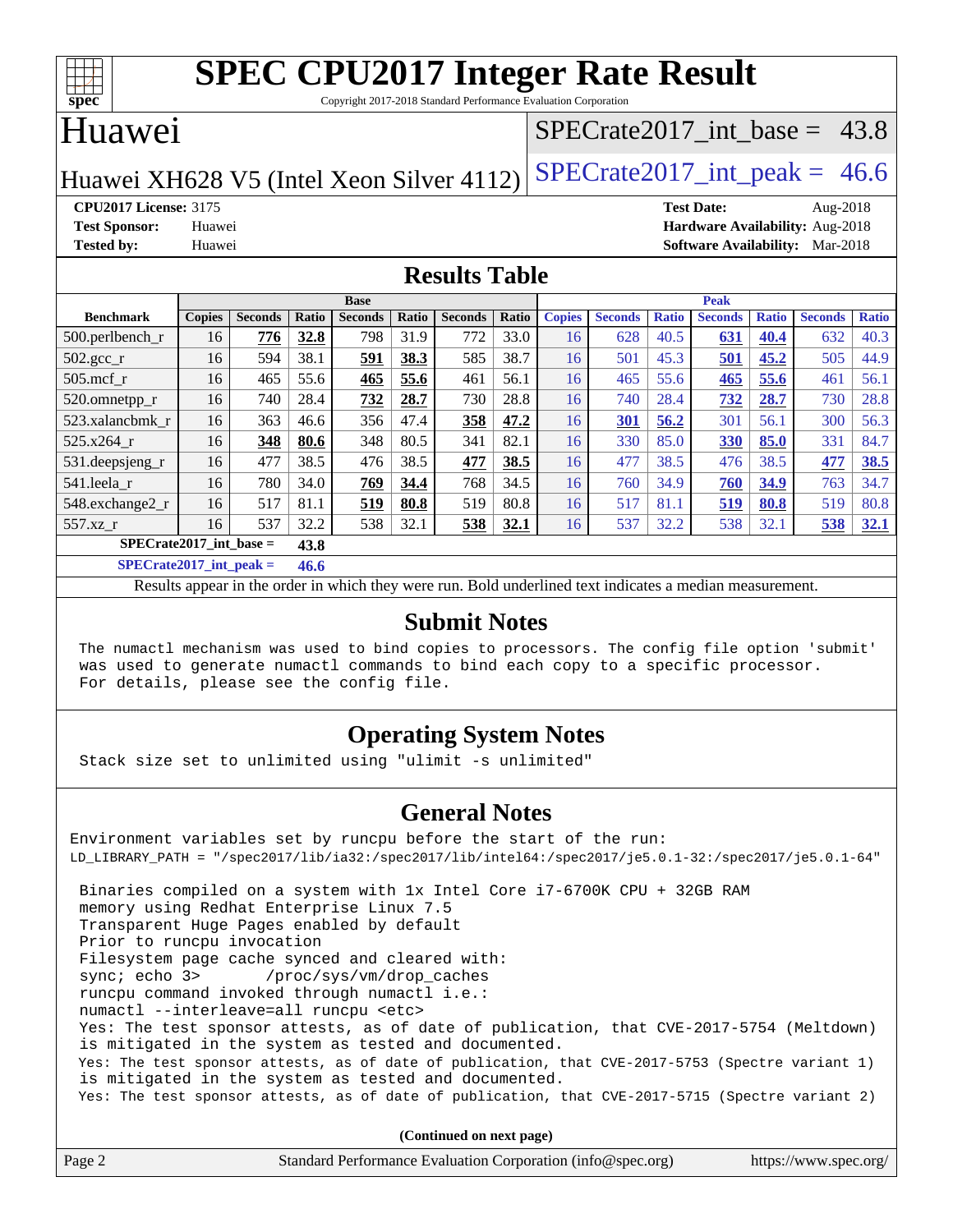# SPEC CPU2017 Integer Rate Result

Copyright 2017-2018 Standard Performance Evaluation Corporation

## Huawei

Huawei XH628 V5 (Intel Xeon Silver 4112)

SPECrate2017_int_base = 43.8

SPECrate2017_int_peak = 46.6

**CPU2017 License:** 3175
**Test Sponsor:** Huawei
**Tested by:** Huawei

**Test Date:** Aug-2018
**Hardware Availability:** Aug-2018
**Software Availability:** Mar-2018

## Results Table

| Benchmark | Base | | | | | | | Peak | | | | | | |
|---|---|---|---|---|---|---|---|---|---|---|---|---|---|---|
| | Copies | Seconds | Ratio | Seconds | Ratio | Seconds | Ratio | Copies | Seconds | Ratio | Seconds | Ratio | Seconds | Ratio |
| 500.perlbench_r | 16 | **776** | **32.8** | 798 | 31.9 | 772 | 33.0 | 16 | 628 | 40.5 | **631** | **40.4** | 632 | 40.3 |
| 502.gcc_r | 16 | 594 | 38.1 | **591** | **38.3** | 585 | 38.7 | 16 | 501 | 45.3 | **501** | **45.2** | 505 | 44.9 |
| 505.mcf_r | 16 | 465 | 55.6 | **465** | **55.6** | 461 | 56.1 | 16 | 465 | 55.6 | **465** | **55.6** | 461 | 56.1 |
| 520.omnetpp_r | 16 | 740 | 28.4 | **732** | **28.7** | 730 | 28.8 | 16 | 740 | 28.4 | **732** | **28.7** | 730 | 28.8 |
| 523.xalancbmk_r | 16 | 363 | 46.6 | 356 | 47.4 | **358** | **47.2** | 16 | **301** | **56.2** | 301 | 56.1 | 300 | 56.3 |
| 525.x264_r | 16 | **348** | **80.6** | 348 | 80.5 | 341 | 82.1 | 16 | 330 | 85.0 | **330** | **85.0** | 331 | 84.7 |
| 531.deepsjeng_r | 16 | 477 | 38.5 | 476 | 38.5 | **477** | **38.5** | 16 | 477 | 38.5 | 476 | 38.5 | **477** | **38.5** |
| 541.leela_r | 16 | 780 | 34.0 | **769** | **34.4** | 768 | 34.5 | 16 | 760 | 34.9 | **760** | **34.9** | 763 | 34.7 |
| 548.exchange2_r | 16 | 517 | 81.1 | **519** | **80.8** | 519 | 80.8 | 16 | 517 | 81.1 | **519** | **80.8** | 519 | 80.8 |
| 557.xz_r | 16 | 537 | 32.2 | 538 | 32.1 | **538** | **32.1** | 16 | 537 | 32.2 | 538 | 32.1 | **538** | **32.1** |

**SPECrate2017_int_base = 43.8**

**SPECrate2017_int_peak = 46.6**

Results appear in the order in which they were run. Bold underlined text indicates a median measurement.

## Submit Notes

```
The numactl mechanism was used to bind copies to processors. The config file option 'submit'
was used to generate numactl commands to bind each copy to a specific processor.
For details, please see the config file.
```

## Operating System Notes

```
Stack size set to unlimited using "ulimit -s unlimited"
```

## General Notes

```
Environment variables set by runcpu before the start of the run:
LD_LIBRARY_PATH = "/spec2017/lib/ia32:/spec2017/lib/intel64:/spec2017/je5.0.1-32:/spec2017/je5.0.1-64"

 Binaries compiled on a system with 1x Intel Core i7-6700K CPU + 32GB RAM
 memory using Redhat Enterprise Linux 7.5
 Transparent Huge Pages enabled by default
 Prior to runcpu invocation
 Filesystem page cache synced and cleared with:
 sync; echo 3>       /proc/sys/vm/drop_caches
 runcpu command invoked through numactl i.e.:
 numactl --interleave=all runcpu <etc>
 Yes: The test sponsor attests, as of date of publication, that CVE-2017-5754 (Meltdown)
 is mitigated in the system as tested and documented.
 Yes: The test sponsor attests, as of date of publication, that CVE-2017-5753 (Spectre variant 1)
 is mitigated in the system as tested and documented.
 Yes: The test sponsor attests, as of date of publication, that CVE-2017-5715 (Spectre variant 2)
```

**(Continued on next page)**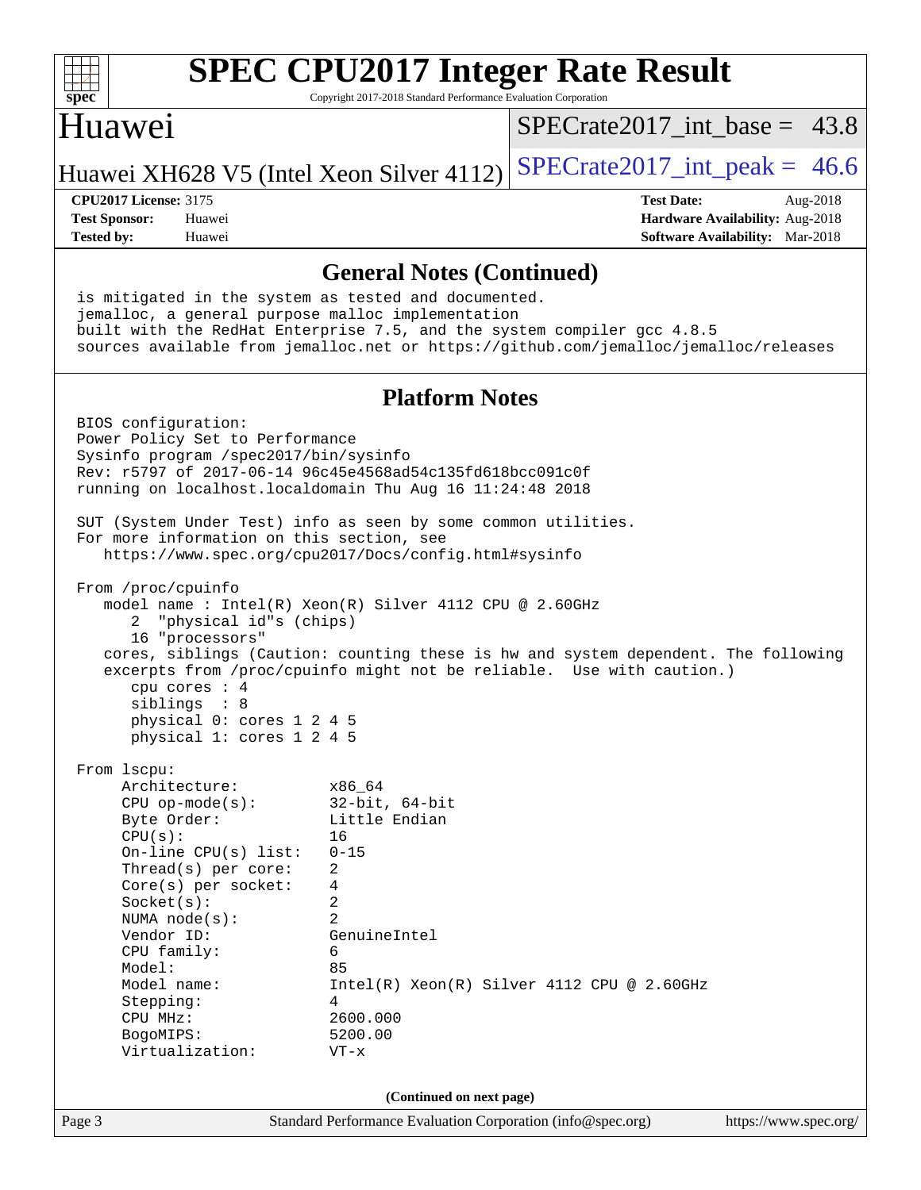# SPEC CPU2017 Integer Rate Result

Copyright 2017-2018 Standard Performance Evaluation Corporation

## Huawei

Huawei XH628 V5 (Intel Xeon Silver 4112)

SPECrate2017_int_base = 43.8

SPECrate2017_int_peak = 46.6

**CPU2017 License:** 3175
**Test Sponsor:** Huawei
**Tested by:** Huawei

**Test Date:** Aug-2018
**Hardware Availability:** Aug-2018
**Software Availability:** Mar-2018

### General Notes (Continued)

```
is mitigated in the system as tested and documented.
jemalloc, a general purpose malloc implementation
built with the RedHat Enterprise 7.5, and the system compiler gcc 4.8.5
sources available from jemalloc.net or https://github.com/jemalloc/jemalloc/releases
```

### Platform Notes

```
BIOS configuration:
Power Policy Set to Performance
Sysinfo program /spec2017/bin/sysinfo
Rev: r5797 of 2017-06-14 96c45e4568ad54c135fd618bcc091c0f
running on localhost.localdomain Thu Aug 16 11:24:48 2018

SUT (System Under Test) info as seen by some common utilities.
For more information on this section, see
   https://www.spec.org/cpu2017/Docs/config.html#sysinfo

From /proc/cpuinfo
   model name : Intel(R) Xeon(R) Silver 4112 CPU @ 2.60GHz
      2  "physical id"s (chips)
      16 "processors"
   cores, siblings (Caution: counting these is hw and system dependent. The following
   excerpts from /proc/cpuinfo might not be reliable.  Use with caution.)
      cpu cores : 4
      siblings  : 8
      physical 0: cores 1 2 4 5
      physical 1: cores 1 2 4 5

From lscpu:
     Architecture:          x86_64
     CPU op-mode(s):        32-bit, 64-bit
     Byte Order:            Little Endian
     CPU(s):                16
     On-line CPU(s) list:   0-15
     Thread(s) per core:    2
     Core(s) per socket:    4
     Socket(s):             2
     NUMA node(s):          2
     Vendor ID:             GenuineIntel
     CPU family:            6
     Model:                 85
     Model name:            Intel(R) Xeon(R) Silver 4112 CPU @ 2.60GHz
     Stepping:              4
     CPU MHz:               2600.000
     BogoMIPS:              5200.00
     Virtualization:        VT-x
```

(Continued on next page)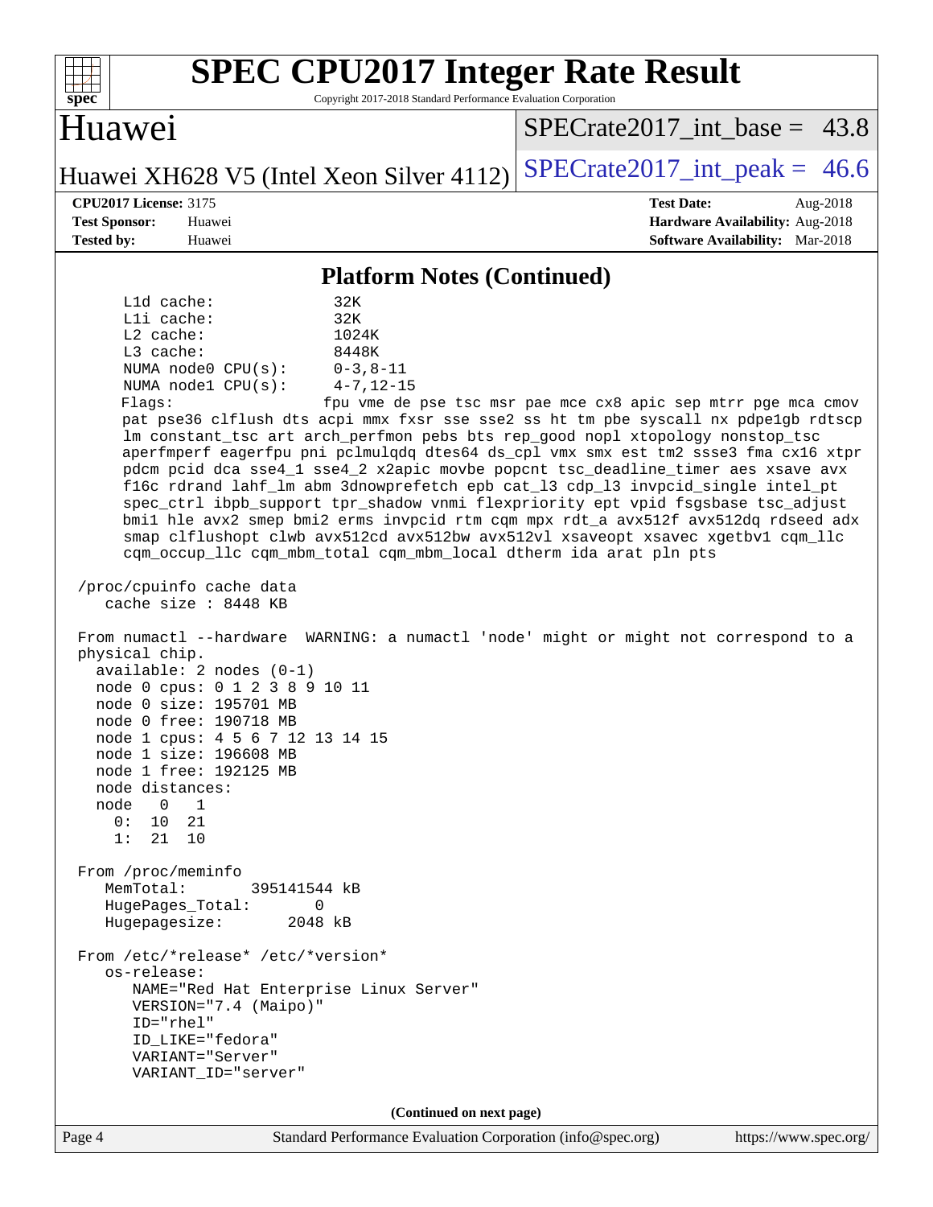## Platform Notes (Continued)

```
     L1d cache:             32K
     L1i cache:             32K
     L2 cache:              1024K
     L3 cache:              8448K
     NUMA node0 CPU(s):     0-3,8-11
     NUMA node1 CPU(s):     4-7,12-15
     Flags:                 fpu vme de pse tsc msr pae mce cx8 apic sep mtrr pge mca cmov
     pat pse36 clflush dts acpi mmx fxsr sse sse2 ss ht tm pbe syscall nx pdpe1gb rdtscp
     lm constant_tsc art arch_perfmon pebs bts rep_good nopl xtopology nonstop_tsc
     aperfmperf eagerfpu pni pclmulqdq dtes64 ds_cpl vmx smx est tm2 ssse3 fma cx16 xtpr
     pdcm pcid dca sse4_1 sse4_2 x2apic movbe popcnt tsc_deadline_timer aes xsave avx
     f16c rdrand lahf_lm abm 3dnowprefetch epb cat_l3 cdp_l3 invpcid_single intel_pt
     spec_ctrl ibpb_support tpr_shadow vnmi flexpriority ept vpid fsgsbase tsc_adjust
     bmi1 hle avx2 smep bmi2 erms invpcid rtm cqm mpx rdt_a avx512f avx512dq rdseed adx
     smap clflushopt clwb avx512cd avx512bw avx512vl xsaveopt xsavec xgetbv1 cqm_llc
     cqm_occup_llc cqm_mbm_total cqm_mbm_local dtherm ida arat pln pts

 /proc/cpuinfo cache data
    cache size : 8448 KB

 From numactl --hardware  WARNING: a numactl 'node' might or might not correspond to a
 physical chip.
   available: 2 nodes (0-1)
   node 0 cpus: 0 1 2 3 8 9 10 11
   node 0 size: 195701 MB
   node 0 free: 190718 MB
   node 1 cpus: 4 5 6 7 12 13 14 15
   node 1 size: 196608 MB
   node 1 free: 192125 MB
   node distances:
   node   0   1
     0:  10  21
     1:  21  10

 From /proc/meminfo
    MemTotal:       395141544 kB
    HugePages_Total:       0
    Hugepagesize:       2048 kB

 From /etc/*release* /etc/*version*
    os-release:
       NAME="Red Hat Enterprise Linux Server"
       VERSION="7.4 (Maipo)"
       ID="rhel"
       ID_LIKE="fedora"
       VARIANT="Server"
       VARIANT_ID="server"
```

(Continued on next page)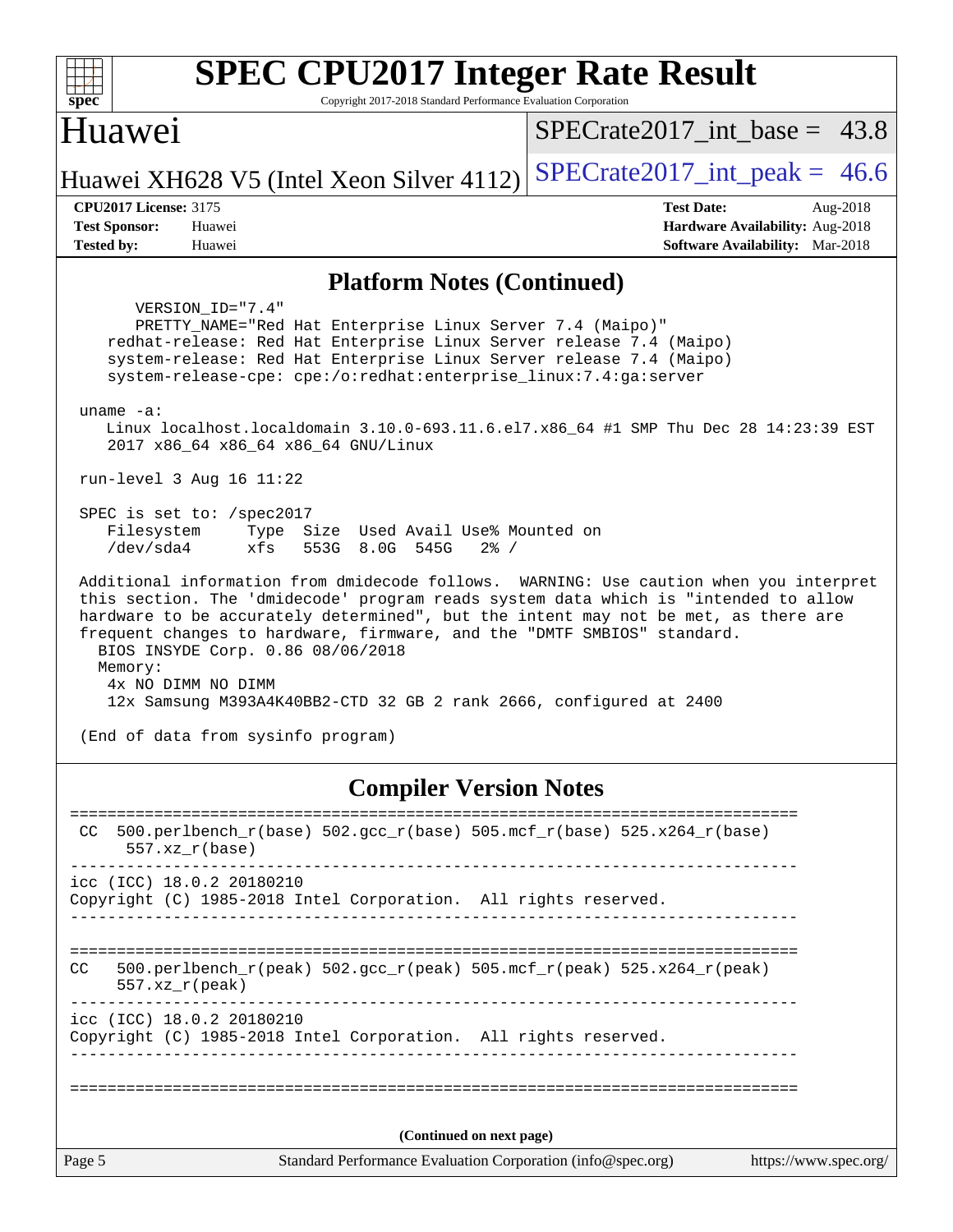# SPEC CPU2017 Integer Rate Result

Copyright 2017-2018 Standard Performance Evaluation Corporation

## Huawei

Huawei XH628 V5 (Intel Xeon Silver 4112)

SPECrate2017_int_base = 43.8

SPECrate2017_int_peak = 46.6

**CPU2017 License:** 3175
**Test Sponsor:** Huawei
**Tested by:** Huawei

**Test Date:** Aug-2018
**Hardware Availability:** Aug-2018
**Software Availability:** Mar-2018

## Platform Notes (Continued)

```
      VERSION_ID="7.4"
      PRETTY_NAME="Red Hat Enterprise Linux Server 7.4 (Maipo)"
    redhat-release: Red Hat Enterprise Linux Server release 7.4 (Maipo)
    system-release: Red Hat Enterprise Linux Server release 7.4 (Maipo)
    system-release-cpe: cpe:/o:redhat:enterprise_linux:7.4:ga:server

 uname -a:
    Linux localhost.localdomain 3.10.0-693.11.6.el7.x86_64 #1 SMP Thu Dec 28 14:23:39 EST
    2017 x86_64 x86_64 x86_64 GNU/Linux

 run-level 3 Aug 16 11:22

 SPEC is set to: /spec2017
    Filesystem     Type  Size  Used Avail Use% Mounted on
    /dev/sda4      xfs   553G  8.0G  545G   2% /

 Additional information from dmidecode follows.  WARNING: Use caution when you interpret
 this section. The 'dmidecode' program reads system data which is "intended to allow
 hardware to be accurately determined", but the intent may not be met, as there are
 frequent changes to hardware, firmware, and the "DMTF SMBIOS" standard.
   BIOS INSYDE Corp. 0.86 08/06/2018
   Memory:
    4x NO DIMM NO DIMM
    12x Samsung M393A4K40BB2-CTD 32 GB 2 rank 2666, configured at 2400

 (End of data from sysinfo program)
```

## Compiler Version Notes

```
==============================================================================
 CC  500.perlbench_r(base) 502.gcc_r(base) 505.mcf_r(base) 525.x264_r(base)
      557.xz_r(base)
------------------------------------------------------------------------------
icc (ICC) 18.0.2 20180210
Copyright (C) 1985-2018 Intel Corporation.  All rights reserved.
------------------------------------------------------------------------------

==============================================================================
CC   500.perlbench_r(peak) 502.gcc_r(peak) 505.mcf_r(peak) 525.x264_r(peak)
     557.xz_r(peak)
------------------------------------------------------------------------------
icc (ICC) 18.0.2 20180210
Copyright (C) 1985-2018 Intel Corporation.  All rights reserved.
------------------------------------------------------------------------------

==============================================================================
```

(Continued on next page)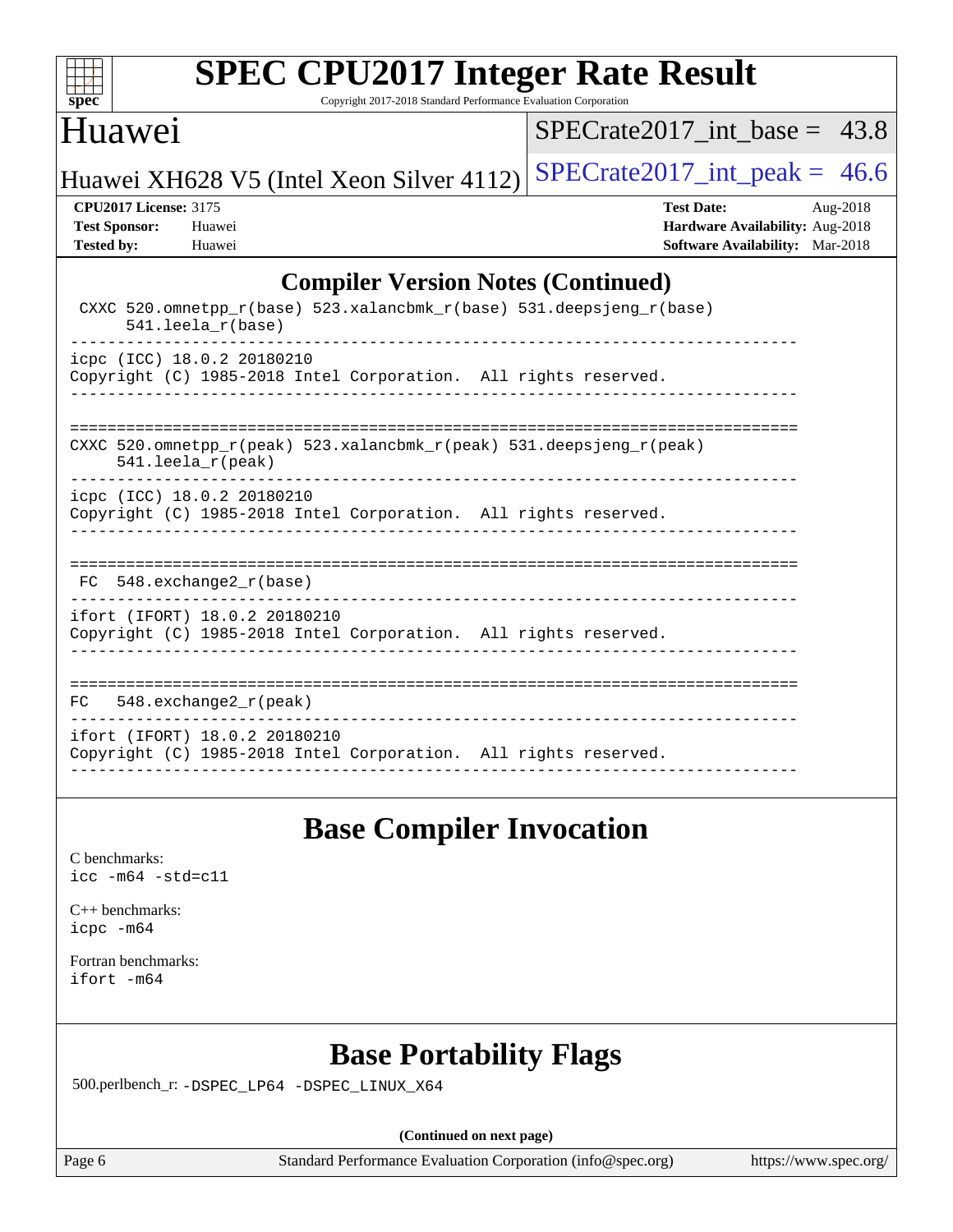## Compiler Version Notes (Continued)

```
 CXXC 520.omnetpp_r(base) 523.xalancbmk_r(base) 531.deepsjeng_r(base)
      541.leela_r(base)
------------------------------------------------------------------------------
icpc (ICC) 18.0.2 20180210
Copyright (C) 1985-2018 Intel Corporation.  All rights reserved.
------------------------------------------------------------------------------

==============================================================================
CXXC 520.omnetpp_r(peak) 523.xalancbmk_r(peak) 531.deepsjeng_r(peak)
     541.leela_r(peak)
------------------------------------------------------------------------------
icpc (ICC) 18.0.2 20180210
Copyright (C) 1985-2018 Intel Corporation.  All rights reserved.
------------------------------------------------------------------------------

==============================================================================
 FC  548.exchange2_r(base)
------------------------------------------------------------------------------
ifort (IFORT) 18.0.2 20180210
Copyright (C) 1985-2018 Intel Corporation.  All rights reserved.
------------------------------------------------------------------------------

==============================================================================
FC   548.exchange2_r(peak)
------------------------------------------------------------------------------
ifort (IFORT) 18.0.2 20180210
Copyright (C) 1985-2018 Intel Corporation.  All rights reserved.
------------------------------------------------------------------------------
```

## Base Compiler Invocation

C benchmarks:
`icc -m64 -std=c11`

C++ benchmarks:
`icpc -m64`

Fortran benchmarks:
`ifort -m64`

## Base Portability Flags

500.perlbench_r: `-DSPEC_LP64 -DSPEC_LINUX_X64`

**(Continued on next page)**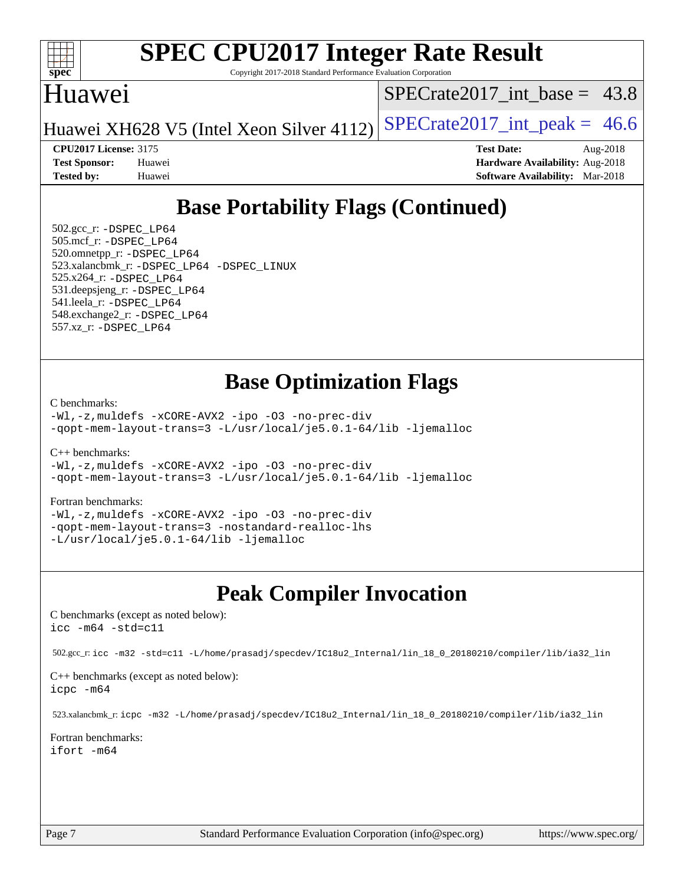# SPEC CPU2017 Integer Rate Result

Copyright 2017-2018 Standard Performance Evaluation Corporation

## Huawei

Huawei XH628 V5 (Intel Xeon Silver 4112)

SPECrate2017_int_base = 43.8

SPECrate2017_int_peak = 46.6

**CPU2017 License:** 3175
**Test Sponsor:** Huawei
**Tested by:** Huawei

**Test Date:** Aug-2018
**Hardware Availability:** Aug-2018
**Software Availability:** Mar-2018

## Base Portability Flags (Continued)

502.gcc_r: `-DSPEC_LP64`
505.mcf_r: `-DSPEC_LP64`
520.omnetpp_r: `-DSPEC_LP64`
523.xalancbmk_r: `-DSPEC_LP64 -DSPEC_LINUX`
525.x264_r: `-DSPEC_LP64`
531.deepsjeng_r: `-DSPEC_LP64`
541.leela_r: `-DSPEC_LP64`
548.exchange2_r: `-DSPEC_LP64`
557.xz_r: `-DSPEC_LP64`

## Base Optimization Flags

C benchmarks:

```
-Wl,-z,muldefs -xCORE-AVX2 -ipo -O3 -no-prec-div
-qopt-mem-layout-trans=3 -L/usr/local/je5.0.1-64/lib -ljemalloc
```

C++ benchmarks:

```
-Wl,-z,muldefs -xCORE-AVX2 -ipo -O3 -no-prec-div
-qopt-mem-layout-trans=3 -L/usr/local/je5.0.1-64/lib -ljemalloc
```

Fortran benchmarks:

```
-Wl,-z,muldefs -xCORE-AVX2 -ipo -O3 -no-prec-div
-qopt-mem-layout-trans=3 -nostandard-realloc-lhs
-L/usr/local/je5.0.1-64/lib -ljemalloc
```

## Peak Compiler Invocation

C benchmarks (except as noted below):

```
icc -m64 -std=c11
```

502.gcc_r: `icc -m32 -std=c11 -L/home/prasadj/specdev/IC18u2_Internal/lin_18_0_20180210/compiler/lib/ia32_lin`

C++ benchmarks (except as noted below):

```
icpc -m64
```

523.xalancbmk_r: `icpc -m32 -L/home/prasadj/specdev/IC18u2_Internal/lin_18_0_20180210/compiler/lib/ia32_lin`

Fortran benchmarks:

```
ifort -m64
```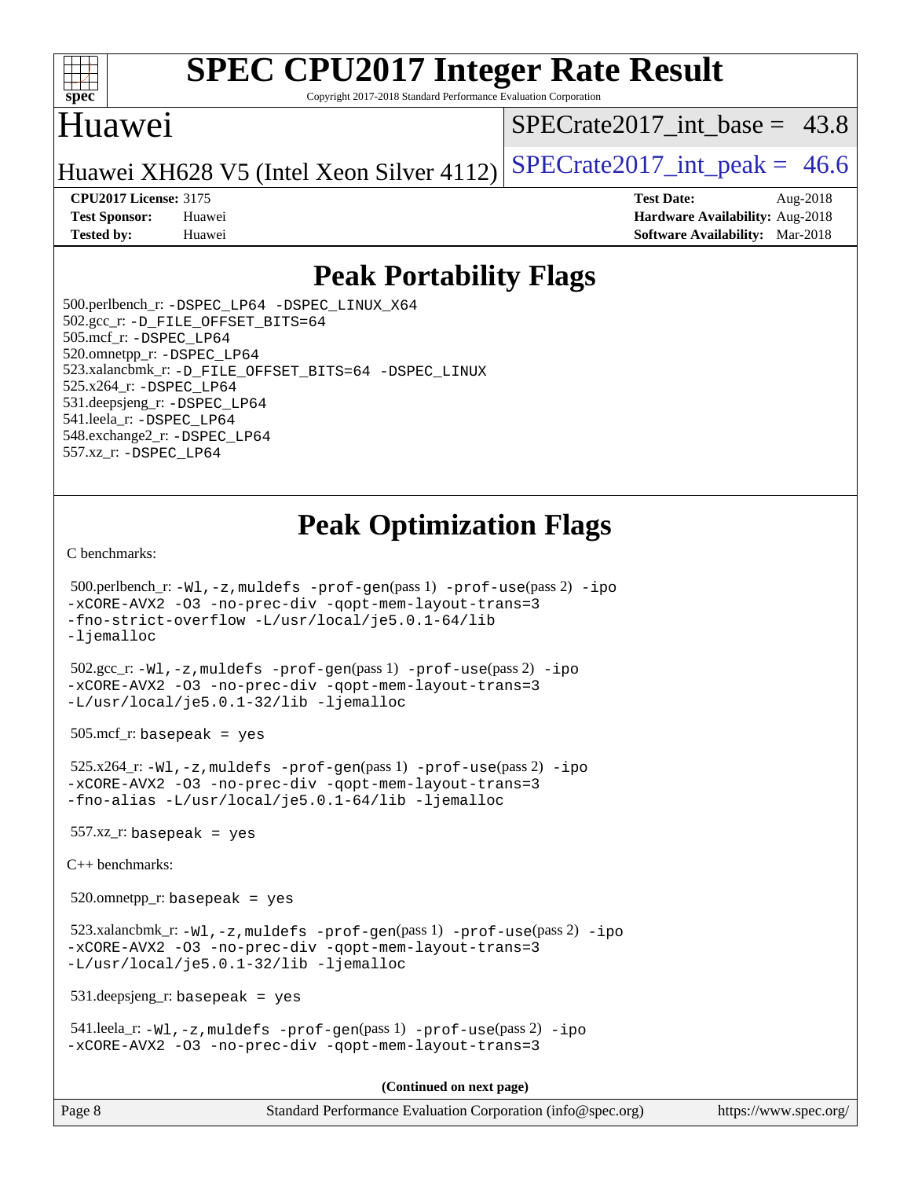# Peak Portability Flags

500.perlbench_r: -DSPEC_LP64 -DSPEC_LINUX_X64
502.gcc_r: -D_FILE_OFFSET_BITS=64
505.mcf_r: -DSPEC_LP64
520.omnetpp_r: -DSPEC_LP64
523.xalancbmk_r: -D_FILE_OFFSET_BITS=64 -DSPEC_LINUX
525.x264_r: -DSPEC_LP64
531.deepsjeng_r: -DSPEC_LP64
541.leela_r: -DSPEC_LP64
548.exchange2_r: -DSPEC_LP64
557.xz_r: -DSPEC_LP64

# Peak Optimization Flags

C benchmarks:

500.perlbench_r: -Wl,-z,muldefs -prof-gen(pass 1) -prof-use(pass 2) -ipo -xCORE-AVX2 -O3 -no-prec-div -qopt-mem-layout-trans=3 -fno-strict-overflow -L/usr/local/je5.0.1-64/lib -ljemalloc

502.gcc_r: -Wl,-z,muldefs -prof-gen(pass 1) -prof-use(pass 2) -ipo -xCORE-AVX2 -O3 -no-prec-div -qopt-mem-layout-trans=3 -L/usr/local/je5.0.1-32/lib -ljemalloc

505.mcf_r: basepeak = yes

525.x264_r: -Wl,-z,muldefs -prof-gen(pass 1) -prof-use(pass 2) -ipo -xCORE-AVX2 -O3 -no-prec-div -qopt-mem-layout-trans=3 -fno-alias -L/usr/local/je5.0.1-64/lib -ljemalloc

557.xz_r: basepeak = yes

C++ benchmarks:

520.omnetpp_r: basepeak = yes

523.xalancbmk_r: -Wl,-z,muldefs -prof-gen(pass 1) -prof-use(pass 2) -ipo -xCORE-AVX2 -O3 -no-prec-div -qopt-mem-layout-trans=3 -L/usr/local/je5.0.1-32/lib -ljemalloc

531.deepsjeng_r: basepeak = yes

541.leela_r: -Wl,-z,muldefs -prof-gen(pass 1) -prof-use(pass 2) -ipo -xCORE-AVX2 -O3 -no-prec-div -qopt-mem-layout-trans=3

**(Continued on next page)**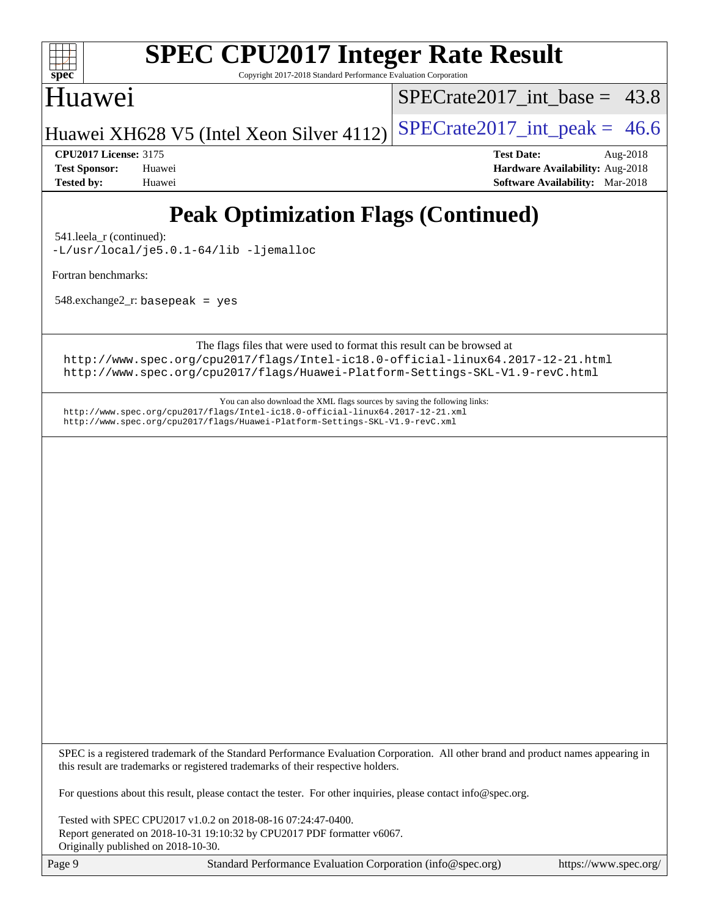## Peak Optimization Flags (Continued)

541.leela_r (continued):
-L/usr/local/je5.0.1-64/lib -ljemalloc

Fortran benchmarks:

548.exchange2_r: basepeak = yes

The flags files that were used to format this result can be browsed at
http://www.spec.org/cpu2017/flags/Intel-ic18.0-official-linux64.2017-12-21.html
http://www.spec.org/cpu2017/flags/Huawei-Platform-Settings-SKL-V1.9-revC.html

You can also download the XML flags sources by saving the following links:
http://www.spec.org/cpu2017/flags/Intel-ic18.0-official-linux64.2017-12-21.xml
http://www.spec.org/cpu2017/flags/Huawei-Platform-Settings-SKL-V1.9-revC.xml

SPEC is a registered trademark of the Standard Performance Evaluation Corporation. All other brand and product names appearing in this result are trademarks or registered trademarks of their respective holders.

For questions about this result, please contact the tester. For other inquiries, please contact info@spec.org.

Tested with SPEC CPU2017 v1.0.2 on 2018-08-16 07:24:47-0400.
Report generated on 2018-10-31 19:10:32 by CPU2017 PDF formatter v6067.
Originally published on 2018-10-30.